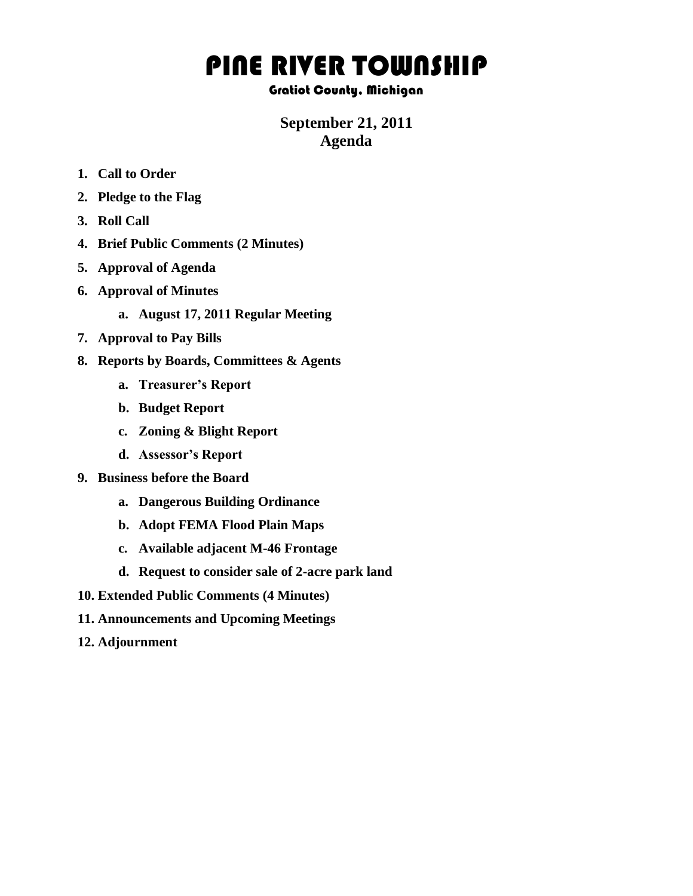# PINE RIVER TOWNSHIP

### Gratiot County, Michigan

**September 21, 2011**
**Agenda**

1. **Call to Order**
2. **Pledge to the Flag**
3. **Roll Call**
4. **Brief Public Comments (2 Minutes)**
5. **Approval of Agenda**
6. **Approval of Minutes**
   a. **August 17, 2011 Regular Meeting**
7. **Approval to Pay Bills**
8. **Reports by Boards, Committees & Agents**
   a. **Treasurer's Report**
   b. **Budget Report**
   c. **Zoning & Blight Report**
   d. **Assessor's Report**
9. **Business before the Board**
   a. **Dangerous Building Ordinance**
   b. **Adopt FEMA Flood Plain Maps**
   c. **Available adjacent M-46 Frontage**
   d. **Request to consider sale of 2-acre park land**
10. **Extended Public Comments (4 Minutes)**
11. **Announcements and Upcoming Meetings**
12. **Adjournment**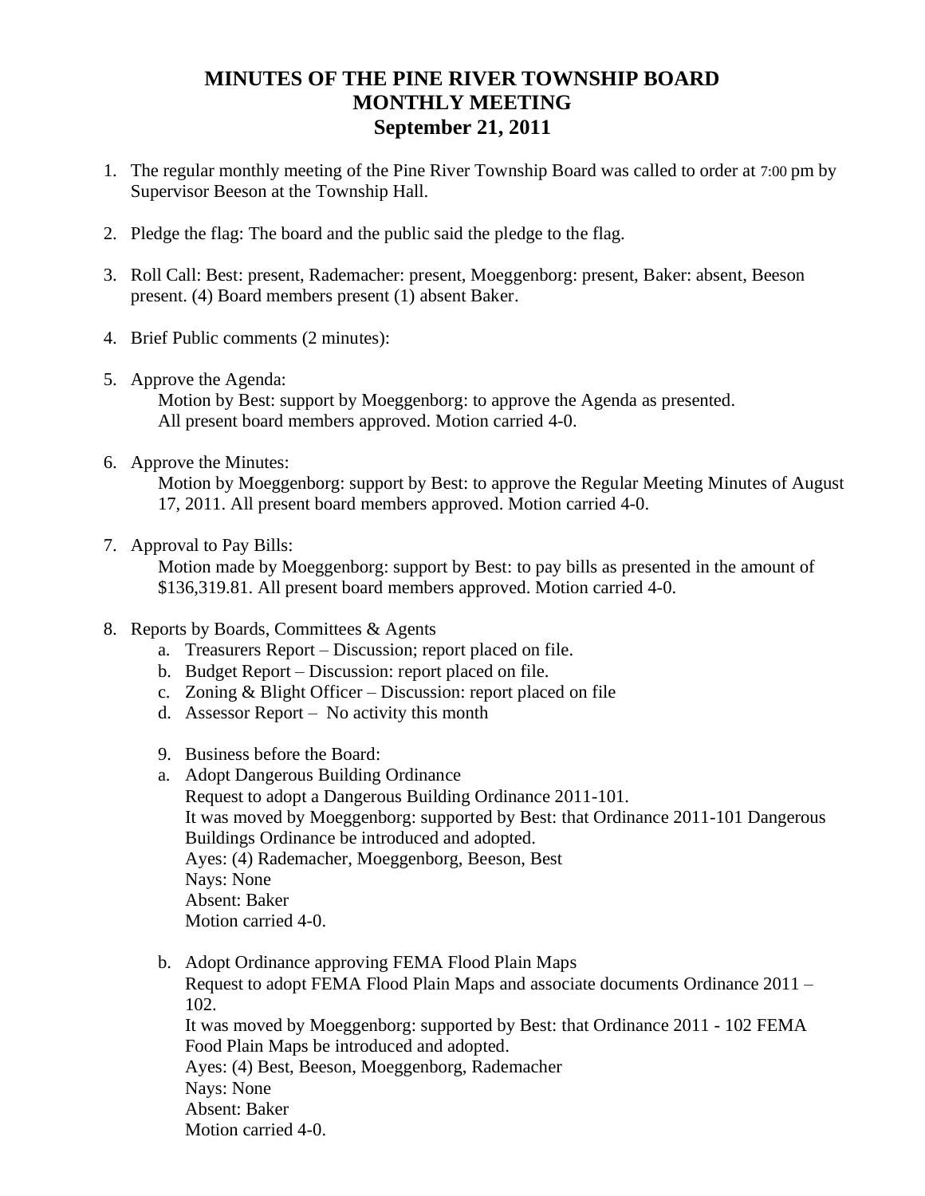# MINUTES OF THE PINE RIVER TOWNSHIP BOARD MONTHLY MEETING September 21, 2011

1. The regular monthly meeting of the Pine River Township Board was called to order at 7:00 pm by Supervisor Beeson at the Township Hall.

2. Pledge the flag: The board and the public said the pledge to the flag.

3. Roll Call: Best: present, Rademacher: present, Moeggenborg: present, Baker: absent, Beeson present. (4) Board members present (1) absent Baker.

4. Brief Public comments (2 minutes):

5. Approve the Agenda:
   Motion by Best: support by Moeggenborg: to approve the Agenda as presented. All present board members approved. Motion carried 4-0.

6. Approve the Minutes:
   Motion by Moeggenborg: support by Best: to approve the Regular Meeting Minutes of August 17, 2011. All present board members approved. Motion carried 4-0.

7. Approval to Pay Bills:
   Motion made by Moeggenborg: support by Best: to pay bills as presented in the amount of $136,319.81. All present board members approved. Motion carried 4-0.

8. Reports by Boards, Committees & Agents
   a. Treasurers Report – Discussion; report placed on file.
   b. Budget Report – Discussion: report placed on file.
   c. Zoning & Blight Officer – Discussion: report placed on file
   d. Assessor Report – No activity this month

9. Business before the Board:
   a. Adopt Dangerous Building Ordinance
      Request to adopt a Dangerous Building Ordinance 2011-101.
      It was moved by Moeggenborg: supported by Best: that Ordinance 2011-101 Dangerous Buildings Ordinance be introduced and adopted.
      Ayes: (4) Rademacher, Moeggenborg, Beeson, Best
      Nays: None
      Absent: Baker
      Motion carried 4-0.

   b. Adopt Ordinance approving FEMA Flood Plain Maps
      Request to adopt FEMA Flood Plain Maps and associate documents Ordinance 2011 – 102.
      It was moved by Moeggenborg: supported by Best: that Ordinance 2011 - 102 FEMA Food Plain Maps be introduced and adopted.
      Ayes: (4) Best, Beeson, Moeggenborg, Rademacher
      Nays: None
      Absent: Baker
      Motion carried 4-0.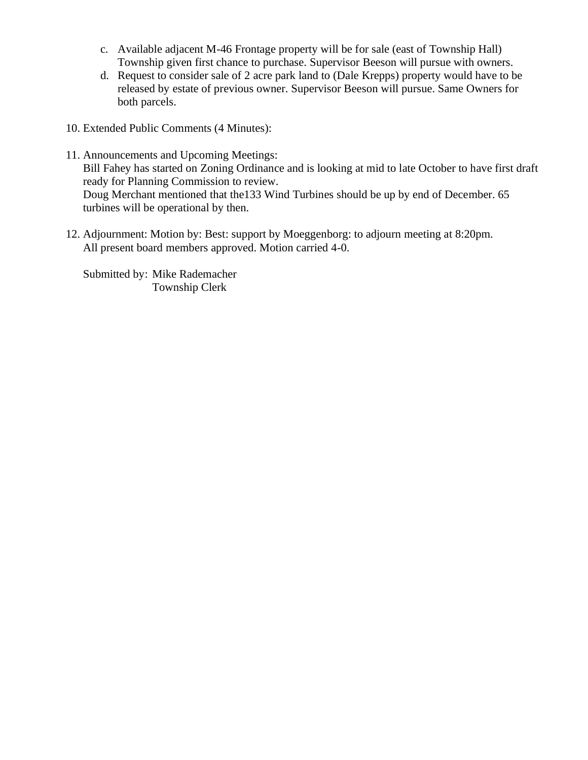c. Available adjacent M-46 Frontage property will be for sale (east of Township Hall) Township given first chance to purchase. Supervisor Beeson will pursue with owners.
d. Request to consider sale of 2 acre park land to (Dale Krepps) property would have to be released by estate of previous owner. Supervisor Beeson will pursue. Same Owners for both parcels.

10. Extended Public Comments (4 Minutes):

11. Announcements and Upcoming Meetings:
    Bill Fahey has started on Zoning Ordinance and is looking at mid to late October to have first draft ready for Planning Commission to review.
    Doug Merchant mentioned that the133 Wind Turbines should be up by end of December. 65 turbines will be operational by then.

12. Adjournment: Motion by: Best: support by Moeggenborg: to adjourn meeting at 8:20pm. All present board members approved. Motion carried 4-0.

    Submitted by: Mike Rademacher
    Township Clerk